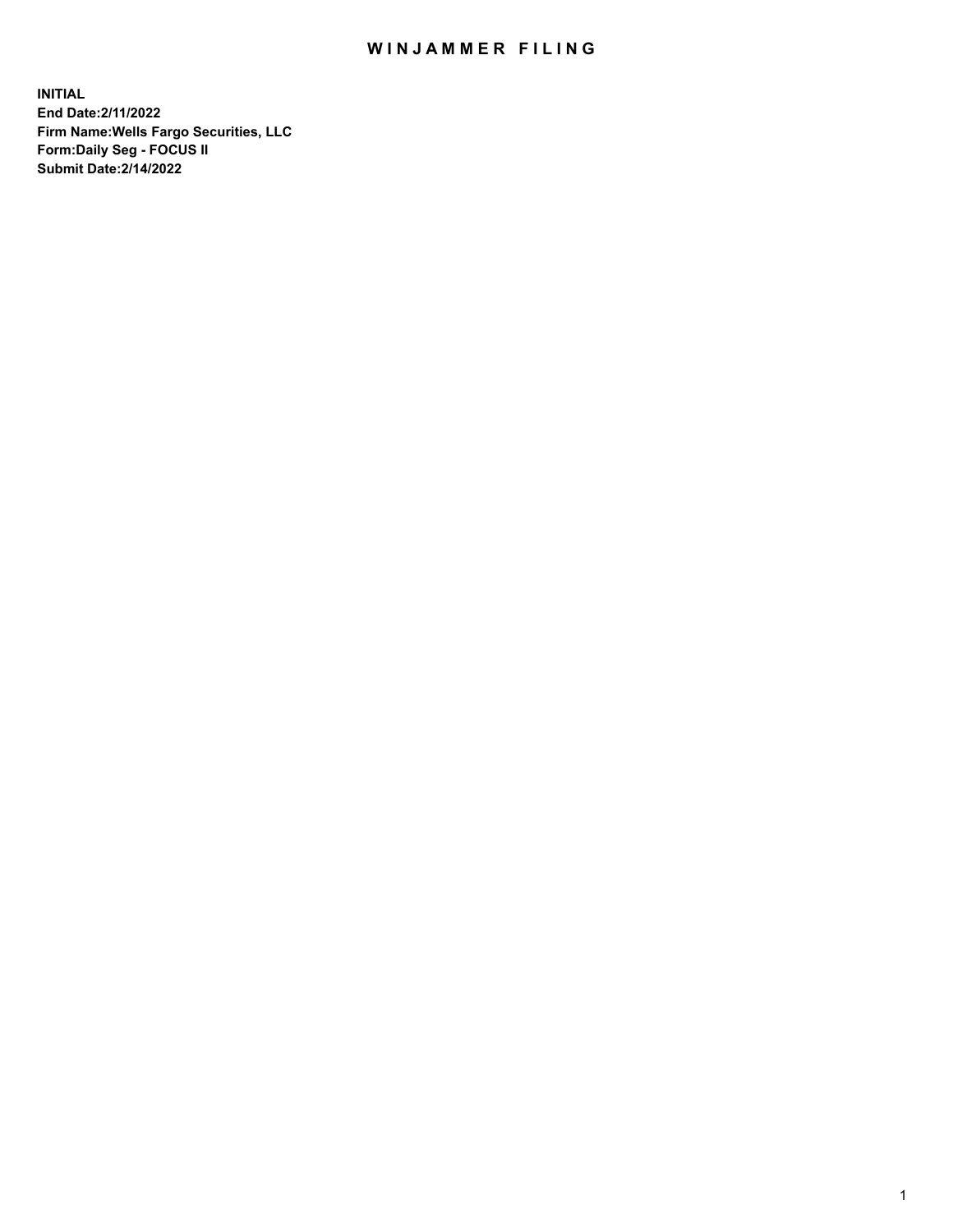# WINJAMMER FILING

**INITIAL**
**End Date:2/11/2022**
**Firm Name:Wells Fargo Securities, LLC**
**Form:Daily Seg - FOCUS II**
**Submit Date:2/14/2022**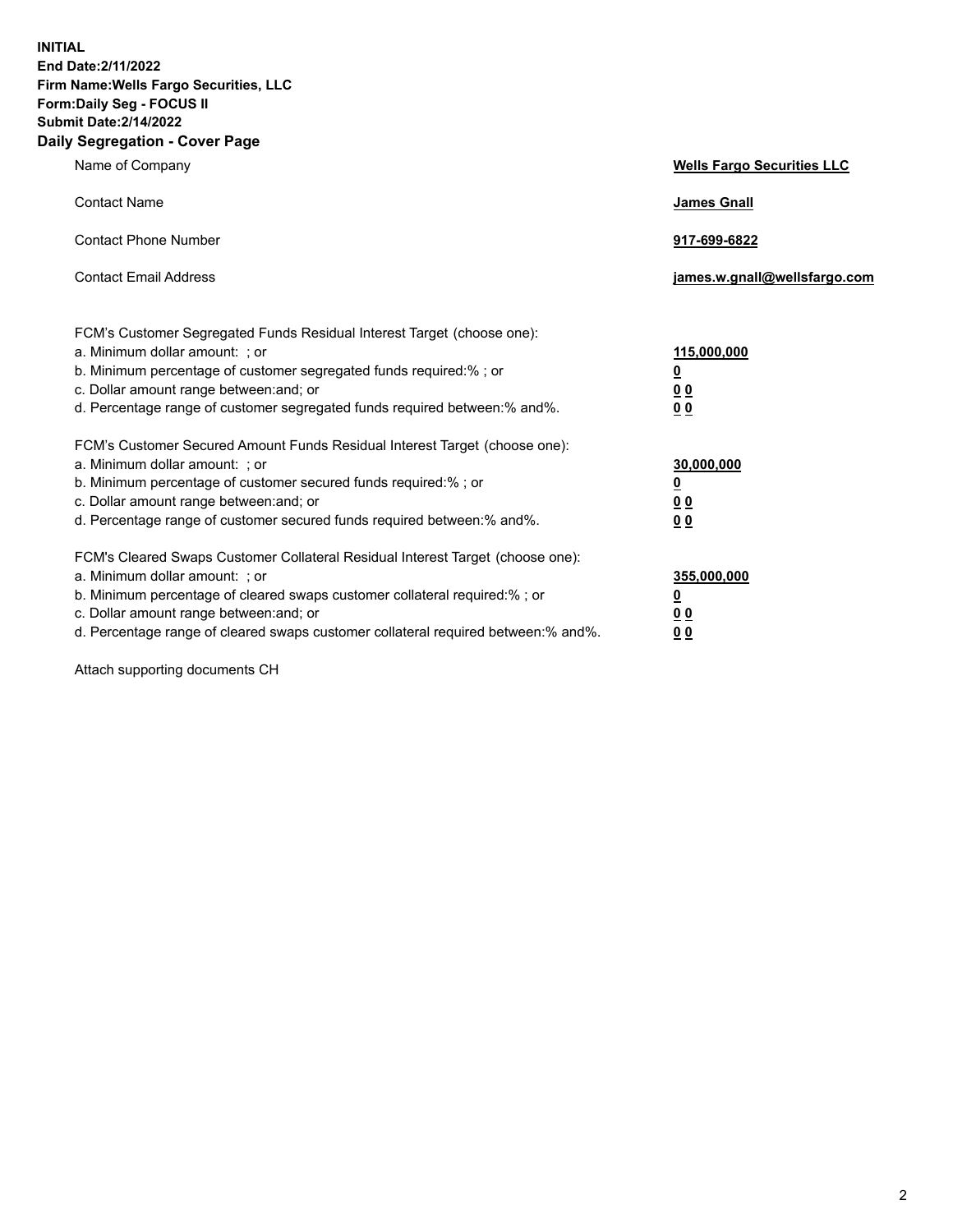**INITIAL**
**End Date:2/11/2022**
**Firm Name:Wells Fargo Securities, LLC**
**Form:Daily Seg - FOCUS II**
**Submit Date:2/14/2022**

## Daily Segregation - Cover Page

| | |
|---|---|
| Name of Company | **Wells Fargo Securities LLC** |
| Contact Name | **James Gnall** |
| Contact Phone Number | **917-699-6822** |
| Contact Email Address | **james.w.gnall@wellsfargo.com** |

| | |
|---|---|
| FCM's Customer Segregated Funds Residual Interest Target (choose one): | |
| a. Minimum dollar amount: ; or | **115,000,000** |
| b. Minimum percentage of customer segregated funds required:% ; or | **0** |
| c. Dollar amount range between:and; or | **0 0** |
| d. Percentage range of customer segregated funds required between:% and%. | **0 0** |
| FCM's Customer Secured Amount Funds Residual Interest Target (choose one): | |
| a. Minimum dollar amount: ; or | **30,000,000** |
| b. Minimum percentage of customer secured funds required:% ; or | **0** |
| c. Dollar amount range between:and; or | **0 0** |
| d. Percentage range of customer secured funds required between:% and%. | **0 0** |
| FCM's Cleared Swaps Customer Collateral Residual Interest Target (choose one): | |
| a. Minimum dollar amount: ; or | **355,000,000** |
| b. Minimum percentage of cleared swaps customer collateral required:% ; or | **0** |
| c. Dollar amount range between:and; or | **0 0** |
| d. Percentage range of cleared swaps customer collateral required between:% and%. | **0 0** |

Attach supporting documents CH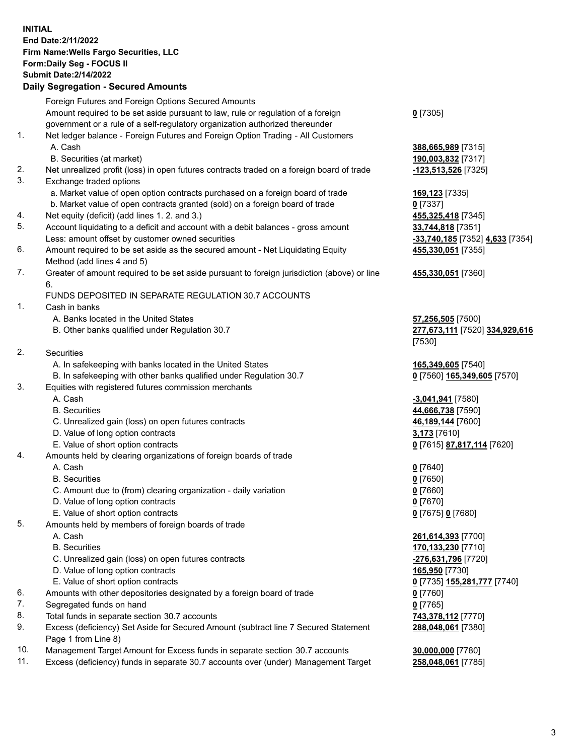**INITIAL**
**End Date:2/11/2022**
**Firm Name:Wells Fargo Securities, LLC**
**Form:Daily Seg - FOCUS II**
**Submit Date:2/14/2022**

### Daily Segregation - Secured Amounts

| | | |
|---|---|---|
| | Foreign Futures and Foreign Options Secured Amounts | |
| | Amount required to be set aside pursuant to law, rule or regulation of a foreign government or a rule of a self-regulatory organization authorized thereunder | **0** [7305] |
| 1. | Net ledger balance - Foreign Futures and Foreign Option Trading - All Customers | |
| | A. Cash | **388,665,989** [7315] |
| | B. Securities (at market) | **190,003,832** [7317] |
| 2. | Net unrealized profit (loss) in open futures contracts traded on a foreign board of trade | **-123,513,526** [7325] |
| 3. | Exchange traded options | |
| | a. Market value of open option contracts purchased on a foreign board of trade | **169,123** [7335] |
| | b. Market value of open contracts granted (sold) on a foreign board of trade | **0** [7337] |
| 4. | Net equity (deficit) (add lines 1. 2. and 3.) | **455,325,418** [7345] |
| 5. | Account liquidating to a deficit and account with a debit balances - gross amount | **33,744,818** [7351] |
| | Less: amount offset by customer owned securities | **-33,740,185** [7352] **4,633** [7354] |
| 6. | Amount required to be set aside as the secured amount - Net Liquidating Equity Method (add lines 4 and 5) | **455,330,051** [7355] |
| 7. | Greater of amount required to be set aside pursuant to foreign jurisdiction (above) or line 6. | **455,330,051** [7360] |
| | FUNDS DEPOSITED IN SEPARATE REGULATION 30.7 ACCOUNTS | |
| 1. | Cash in banks | |
| | A. Banks located in the United States | **57,256,505** [7500] |
| | B. Other banks qualified under Regulation 30.7 | **277,673,111** [7520] **334,929,616** [7530] |
| 2. | Securities | |
| | A. In safekeeping with banks located in the United States | **165,349,605** [7540] |
| | B. In safekeeping with other banks qualified under Regulation 30.7 | **0** [7560] **165,349,605** [7570] |
| 3. | Equities with registered futures commission merchants | |
| | A. Cash | **-3,041,941** [7580] |
| | B. Securities | **44,666,738** [7590] |
| | C. Unrealized gain (loss) on open futures contracts | **46,189,144** [7600] |
| | D. Value of long option contracts | **3,173** [7610] |
| | E. Value of short option contracts | **0** [7615] **87,817,114** [7620] |
| 4. | Amounts held by clearing organizations of foreign boards of trade | |
| | A. Cash | **0** [7640] |
| | B. Securities | **0** [7650] |
| | C. Amount due to (from) clearing organization - daily variation | **0** [7660] |
| | D. Value of long option contracts | **0** [7670] |
| | E. Value of short option contracts | **0** [7675] **0** [7680] |
| 5. | Amounts held by members of foreign boards of trade | |
| | A. Cash | **261,614,393** [7700] |
| | B. Securities | **170,133,230** [7710] |
| | C. Unrealized gain (loss) on open futures contracts | **-276,631,796** [7720] |
| | D. Value of long option contracts | **165,950** [7730] |
| | E. Value of short option contracts | **0** [7735] **155,281,777** [7740] |
| 6. | Amounts with other depositories designated by a foreign board of trade | **0** [7760] |
| 7. | Segregated funds on hand | **0** [7765] |
| 8. | Total funds in separate section 30.7 accounts | **743,378,112** [7770] |
| 9. | Excess (deficiency) Set Aside for Secured Amount (subtract line 7 Secured Statement Page 1 from Line 8) | **288,048,061** [7380] |
| 10. | Management Target Amount for Excess funds in separate section 30.7 accounts | **30,000,000** [7780] |
| 11. | Excess (deficiency) funds in separate 30.7 accounts over (under) Management Target | **258,048,061** [7785] |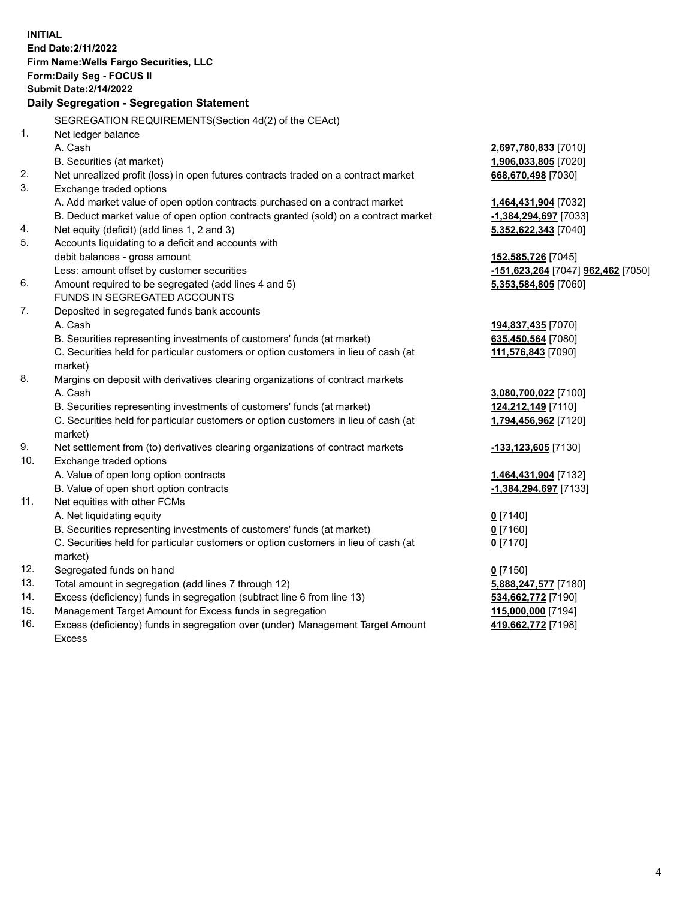**INITIAL**
**End Date:2/11/2022**
**Firm Name:Wells Fargo Securities, LLC**
**Form:Daily Seg - FOCUS II**
**Submit Date:2/14/2022**

## Daily Segregation - Segregation Statement

| | | |
|---|---|---|
| | SEGREGATION REQUIREMENTS(Section 4d(2) of the CEAct) | |
| 1. | Net ledger balance | |
| | A. Cash | **2,697,780,833** [7010] |
| | B. Securities (at market) | **1,906,033,805** [7020] |
| 2. | Net unrealized profit (loss) in open futures contracts traded on a contract market | **668,670,498** [7030] |
| 3. | Exchange traded options | |
| | A. Add market value of open option contracts purchased on a contract market | **1,464,431,904** [7032] |
| | B. Deduct market value of open option contracts granted (sold) on a contract market | **-1,384,294,697** [7033] |
| 4. | Net equity (deficit) (add lines 1, 2 and 3) | **5,352,622,343** [7040] |
| 5. | Accounts liquidating to a deficit and accounts with | |
| | debit balances - gross amount | **152,585,726** [7045] |
| | Less: amount offset by customer securities | **-151,623,264** [7047] **962,462** [7050] |
| 6. | Amount required to be segregated (add lines 4 and 5) | **5,353,584,805** [7060] |
| | FUNDS IN SEGREGATED ACCOUNTS | |
| 7. | Deposited in segregated funds bank accounts | |
| | A. Cash | **194,837,435** [7070] |
| | B. Securities representing investments of customers' funds (at market) | **635,450,564** [7080] |
| | C. Securities held for particular customers or option customers in lieu of cash (at market) | **111,576,843** [7090] |
| 8. | Margins on deposit with derivatives clearing organizations of contract markets | |
| | A. Cash | **3,080,700,022** [7100] |
| | B. Securities representing investments of customers' funds (at market) | **124,212,149** [7110] |
| | C. Securities held for particular customers or option customers in lieu of cash (at market) | **1,794,456,962** [7120] |
| 9. | Net settlement from (to) derivatives clearing organizations of contract markets | **-133,123,605** [7130] |
| 10. | Exchange traded options | |
| | A. Value of open long option contracts | **1,464,431,904** [7132] |
| | B. Value of open short option contracts | **-1,384,294,697** [7133] |
| 11. | Net equities with other FCMs | |
| | A. Net liquidating equity | **0** [7140] |
| | B. Securities representing investments of customers' funds (at market) | **0** [7160] |
| | C. Securities held for particular customers or option customers in lieu of cash (at market) | **0** [7170] |
| 12. | Segregated funds on hand | **0** [7150] |
| 13. | Total amount in segregation (add lines 7 through 12) | **5,888,247,577** [7180] |
| 14. | Excess (deficiency) funds in segregation (subtract line 6 from line 13) | **534,662,772** [7190] |
| 15. | Management Target Amount for Excess funds in segregation | **115,000,000** [7194] |
| 16. | Excess (deficiency) funds in segregation over (under) Management Target Amount Excess | **419,662,772** [7198] |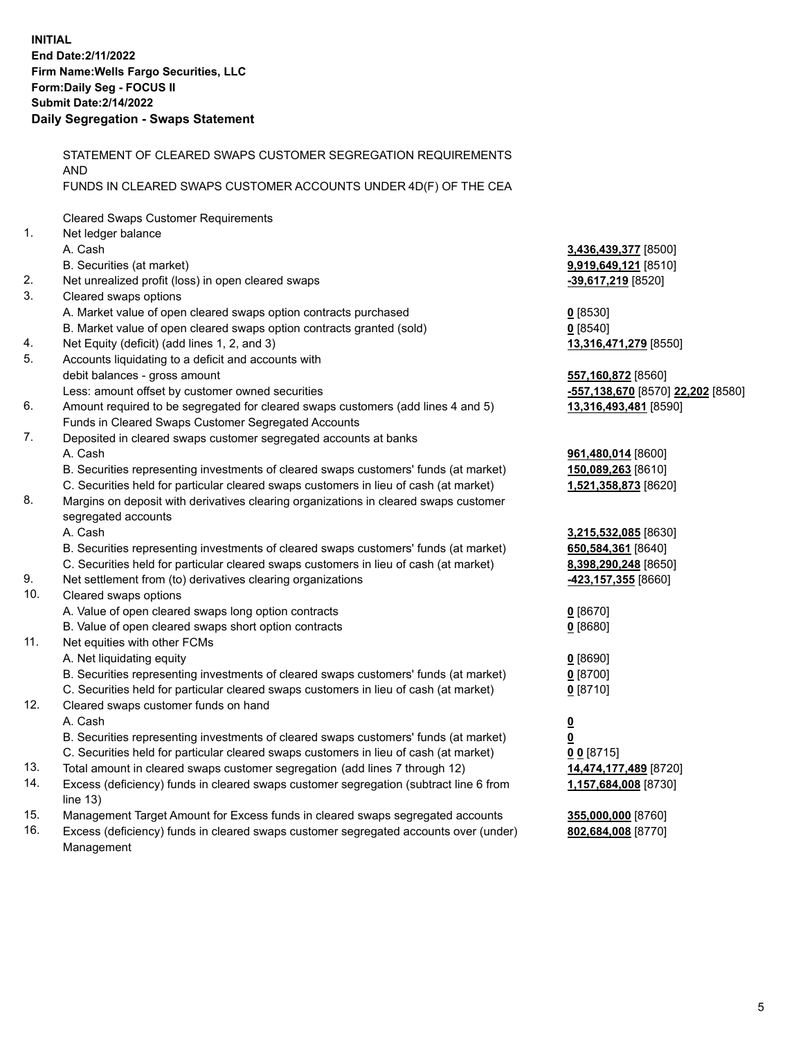**INITIAL**
**End Date:2/11/2022**
**Firm Name:Wells Fargo Securities, LLC**
**Form:Daily Seg - FOCUS II**
**Submit Date:2/14/2022**
**Daily Segregation - Swaps Statement**

STATEMENT OF CLEARED SWAPS CUSTOMER SEGREGATION REQUIREMENTS AND
FUNDS IN CLEARED SWAPS CUSTOMER ACCOUNTS UNDER 4D(F) OF THE CEA

| | | |
|---|---|---|
| | Cleared Swaps Customer Requirements | |
| 1. | Net ledger balance | |
| | A. Cash | **3,436,439,377** [8500] |
| | B. Securities (at market) | **9,919,649,121** [8510] |
| 2. | Net unrealized profit (loss) in open cleared swaps | **-39,617,219** [8520] |
| 3. | Cleared swaps options | |
| | A. Market value of open cleared swaps option contracts purchased | **0** [8530] |
| | B. Market value of open cleared swaps option contracts granted (sold) | **0** [8540] |
| 4. | Net Equity (deficit) (add lines 1, 2, and 3) | **13,316,471,279** [8550] |
| 5. | Accounts liquidating to a deficit and accounts with debit balances - gross amount | **557,160,872** [8560] |
| | Less: amount offset by customer owned securities | **-557,138,670** [8570] **22,202** [8580] |
| 6. | Amount required to be segregated for cleared swaps customers (add lines 4 and 5) | **13,316,493,481** [8590] |
| | Funds in Cleared Swaps Customer Segregated Accounts | |
| 7. | Deposited in cleared swaps customer segregated accounts at banks | |
| | A. Cash | **961,480,014** [8600] |
| | B. Securities representing investments of cleared swaps customers' funds (at market) | **150,089,263** [8610] |
| | C. Securities held for particular cleared swaps customers in lieu of cash (at market) | **1,521,358,873** [8620] |
| 8. | Margins on deposit with derivatives clearing organizations in cleared swaps customer segregated accounts | |
| | A. Cash | **3,215,532,085** [8630] |
| | B. Securities representing investments of cleared swaps customers' funds (at market) | **650,584,361** [8640] |
| | C. Securities held for particular cleared swaps customers in lieu of cash (at market) | **8,398,290,248** [8650] |
| 9. | Net settlement from (to) derivatives clearing organizations | **-423,157,355** [8660] |
| 10. | Cleared swaps options | |
| | A. Value of open cleared swaps long option contracts | **0** [8670] |
| | B. Value of open cleared swaps short option contracts | **0** [8680] |
| 11. | Net equities with other FCMs | |
| | A. Net liquidating equity | **0** [8690] |
| | B. Securities representing investments of cleared swaps customers' funds (at market) | **0** [8700] |
| | C. Securities held for particular cleared swaps customers in lieu of cash (at market) | **0** [8710] |
| 12. | Cleared swaps customer funds on hand | |
| | A. Cash | **0** |
| | B. Securities representing investments of cleared swaps customers' funds (at market) | **0** |
| | C. Securities held for particular cleared swaps customers in lieu of cash (at market) | **0** **0** [8715] |
| 13. | Total amount in cleared swaps customer segregation (add lines 7 through 12) | **14,474,177,489** [8720] |
| 14. | Excess (deficiency) funds in cleared swaps customer segregation (subtract line 6 from line 13) | **1,157,684,008** [8730] |
| 15. | Management Target Amount for Excess funds in cleared swaps segregated accounts | **355,000,000** [8760] |
| 16. | Excess (deficiency) funds in cleared swaps customer segregated accounts over (under) Management | **802,684,008** [8770] |